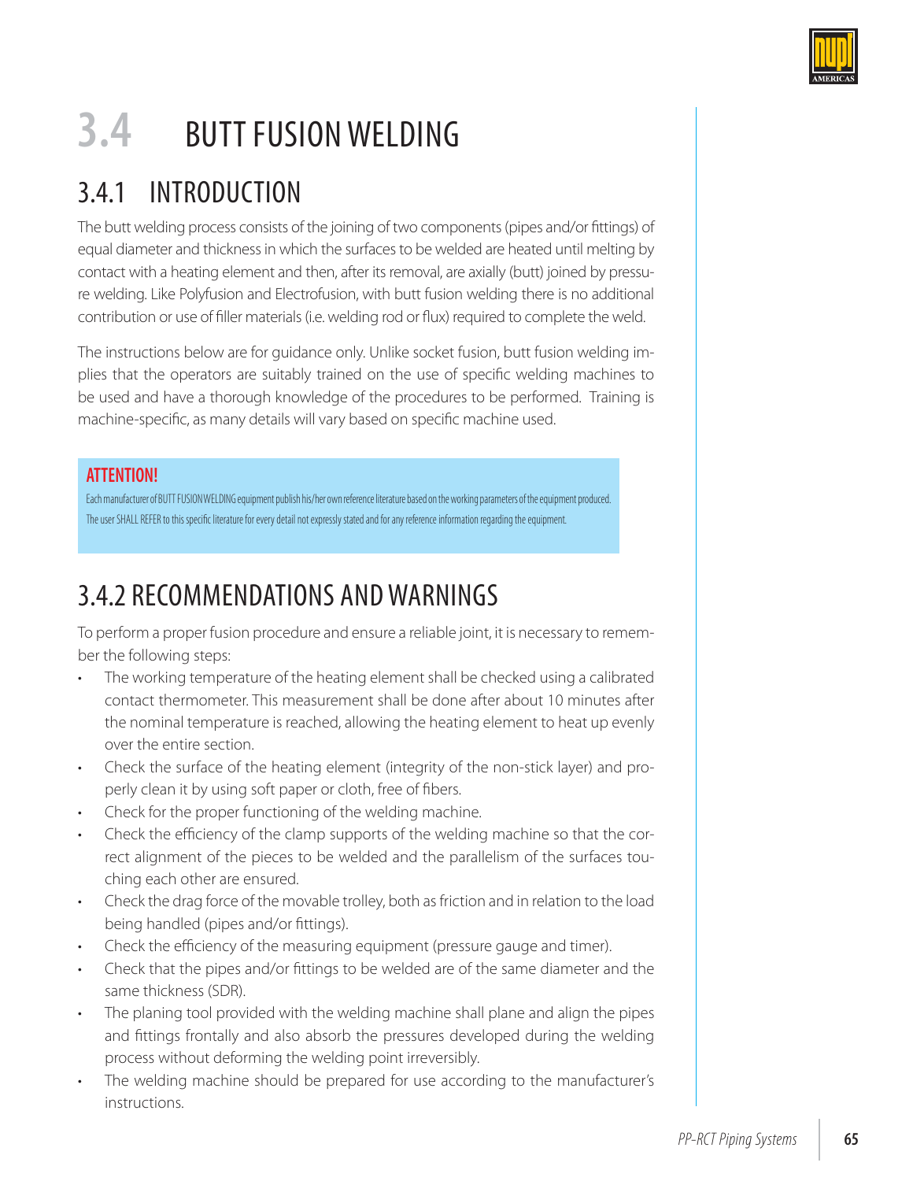# 3.4 BUTT FUSION WELDING

## 3.4.1 INTRODUCTION

The butt welding process consists of the joining of two components (pipes and/or fittings) of equal diameter and thickness in which the surfaces to be welded are heated until melting by contact with a heating element and then, after its removal, are axially (butt) joined by pressure welding. Like Polyfusion and Electrofusion, with butt fusion welding there is no additional contribution or use of filler materials (i.e. welding rod or flux) required to complete the weld.

The instructions below are for guidance only. Unlike socket fusion, butt fusion welding implies that the operators are suitably trained on the use of specific welding machines to be used and have a thorough knowledge of the procedures to be performed. Training is machine-specific, as many details will vary based on specific machine used.

**ATTENTION!**

Each manufacturer of BUTT FUSION WELDING equipment publish his/her own reference literature based on the working parameters of the equipment produced. The user SHALL REFER to this specific literature for every detail not expressly stated and for any reference information regarding the equipment.

## 3.4.2 RECOMMENDATIONS AND WARNINGS

To perform a proper fusion procedure and ensure a reliable joint, it is necessary to remember the following steps:

- The working temperature of the heating element shall be checked using a calibrated contact thermometer. This measurement shall be done after about 10 minutes after the nominal temperature is reached, allowing the heating element to heat up evenly over the entire section.
- Check the surface of the heating element (integrity of the non-stick layer) and properly clean it by using soft paper or cloth, free of fibers.
- Check for the proper functioning of the welding machine.
- Check the efficiency of the clamp supports of the welding machine so that the correct alignment of the pieces to be welded and the parallelism of the surfaces touching each other are ensured.
- Check the drag force of the movable trolley, both as friction and in relation to the load being handled (pipes and/or fittings).
- Check the efficiency of the measuring equipment (pressure gauge and timer).
- Check that the pipes and/or fittings to be welded are of the same diameter and the same thickness (SDR).
- The planing tool provided with the welding machine shall plane and align the pipes and fittings frontally and also absorb the pressures developed during the welding process without deforming the welding point irreversibly.
- The welding machine should be prepared for use according to the manufacturer's instructions.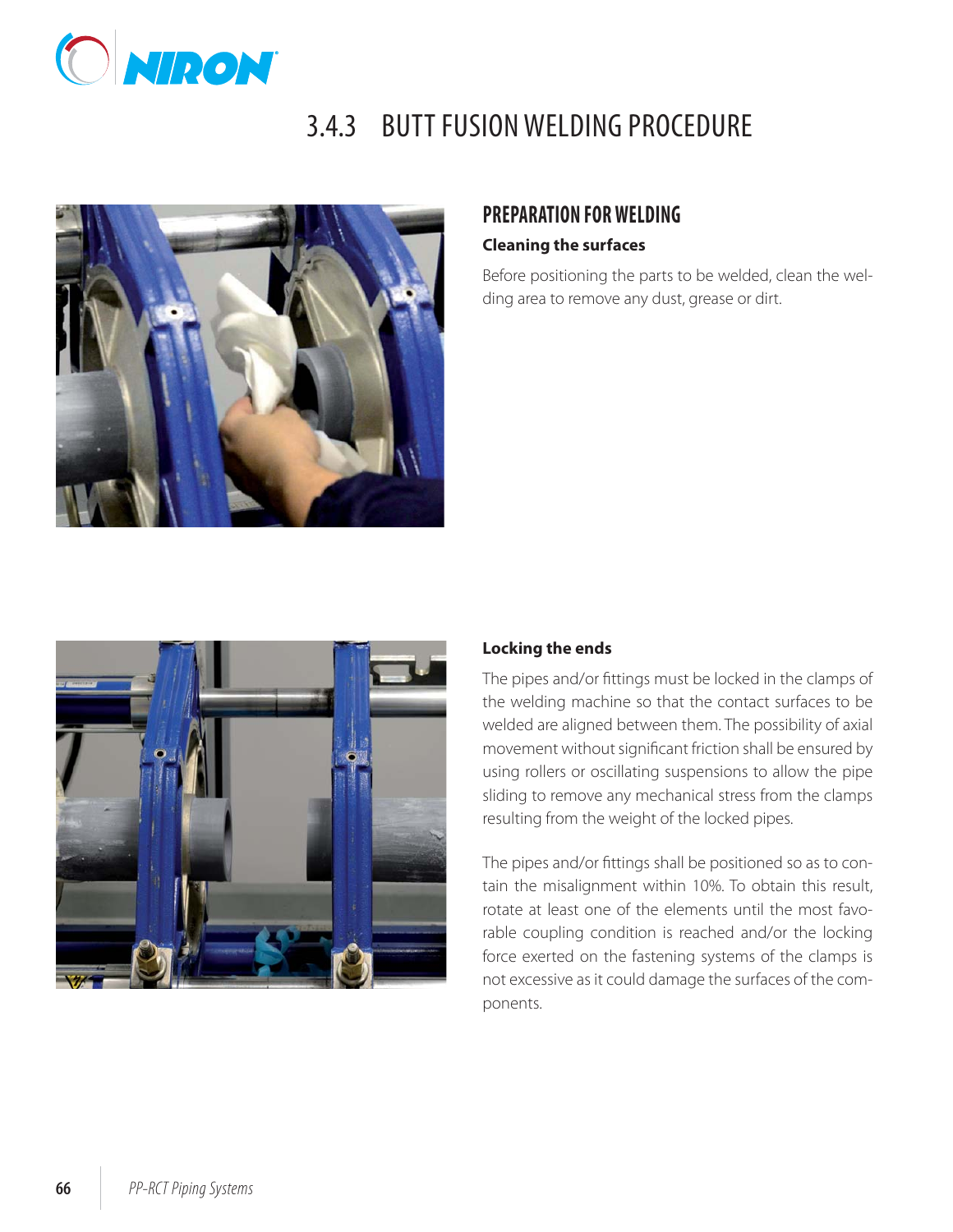# 3.4.3 BUTT FUSION WELDING PROCEDURE

## PREPARATION FOR WELDING

**Cleaning the surfaces**

Before positioning the parts to be welded, clean the welding area to remove any dust, grease or dirt.

**Locking the ends**

The pipes and/or fittings must be locked in the clamps of the welding machine so that the contact surfaces to be welded are aligned between them. The possibility of axial movement without significant friction shall be ensured by using rollers or oscillating suspensions to allow the pipe sliding to remove any mechanical stress from the clamps resulting from the weight of the locked pipes.

The pipes and/or fittings shall be positioned so as to contain the misalignment within 10%. To obtain this result, rotate at least one of the elements until the most favorable coupling condition is reached and/or the locking force exerted on the fastening systems of the clamps is not excessive as it could damage the surfaces of the components.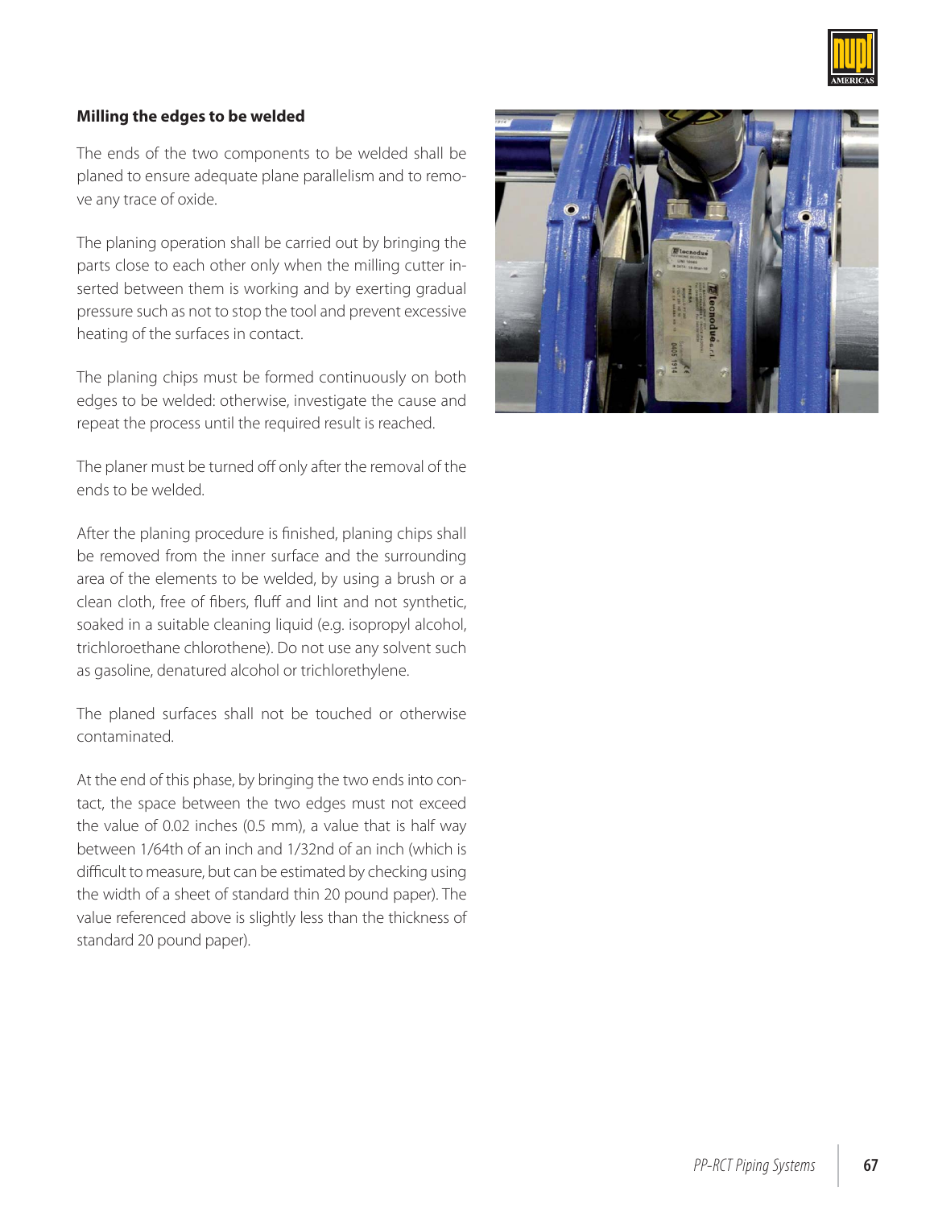**Milling the edges to be welded**

The ends of the two components to be welded shall be planed to ensure adequate plane parallelism and to remove any trace of oxide.

The planing operation shall be carried out by bringing the parts close to each other only when the milling cutter inserted between them is working and by exerting gradual pressure such as not to stop the tool and prevent excessive heating of the surfaces in contact.

The planing chips must be formed continuously on both edges to be welded: otherwise, investigate the cause and repeat the process until the required result is reached.

The planer must be turned off only after the removal of the ends to be welded.

After the planing procedure is finished, planing chips shall be removed from the inner surface and the surrounding area of the elements to be welded, by using a brush or a clean cloth, free of fibers, fluff and lint and not synthetic, soaked in a suitable cleaning liquid (e.g. isopropyl alcohol, trichloroethane chlorothene). Do not use any solvent such as gasoline, denatured alcohol or trichlorethylene.

The planed surfaces shall not be touched or otherwise contaminated.

At the end of this phase, by bringing the two ends into contact, the space between the two edges must not exceed the value of 0.02 inches (0.5 mm), a value that is half way between 1/64th of an inch and 1/32nd of an inch (which is difficult to measure, but can be estimated by checking using the width of a sheet of standard thin 20 pound paper). The value referenced above is slightly less than the thickness of standard 20 pound paper).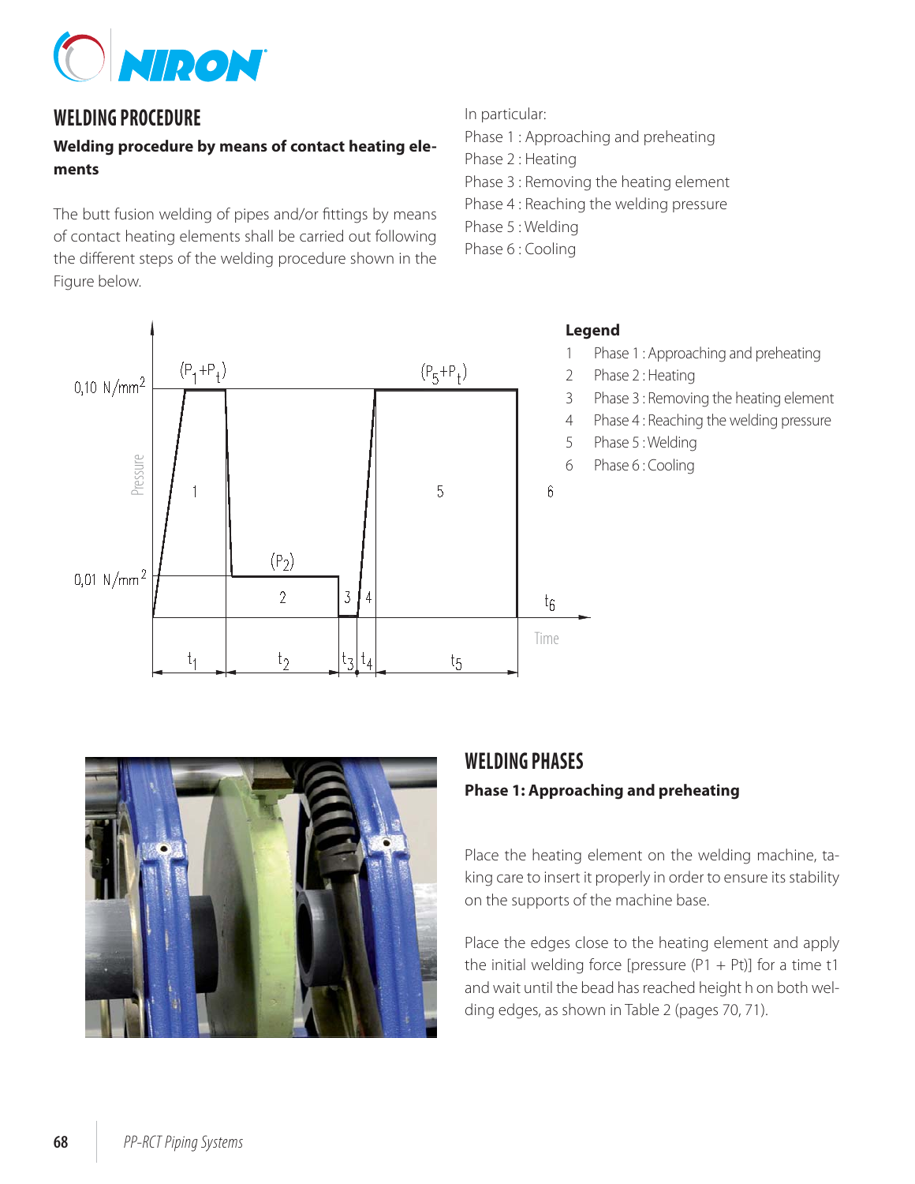## WELDING PROCEDURE

**Welding procedure by means of contact heating elements**

The butt fusion welding of pipes and/or fittings by means of contact heating elements shall be carried out following the different steps of the welding procedure shown in the Figure below.

In particular:

Phase 1 : Approaching and preheating
Phase 2 : Heating
Phase 3 : Removing the heating element
Phase 4 : Reaching the welding pressure
Phase 5 : Welding
Phase 6 : Cooling

**Legend**

1 Phase 1 : Approaching and preheating
2 Phase 2 : Heating
3 Phase 3 : Removing the heating element
4 Phase 4 : Reaching the welding pressure
5 Phase 5 : Welding
6 Phase 6 : Cooling

## WELDING PHASES

**Phase 1: Approaching and preheating**

Place the heating element on the welding machine, taking care to insert it properly in order to ensure its stability on the supports of the machine base.

Place the edges close to the heating element and apply the initial welding force [pressure (P1 + Pt)] for a time t1 and wait until the bead has reached height h on both welding edges, as shown in Table 2 (pages 70, 71).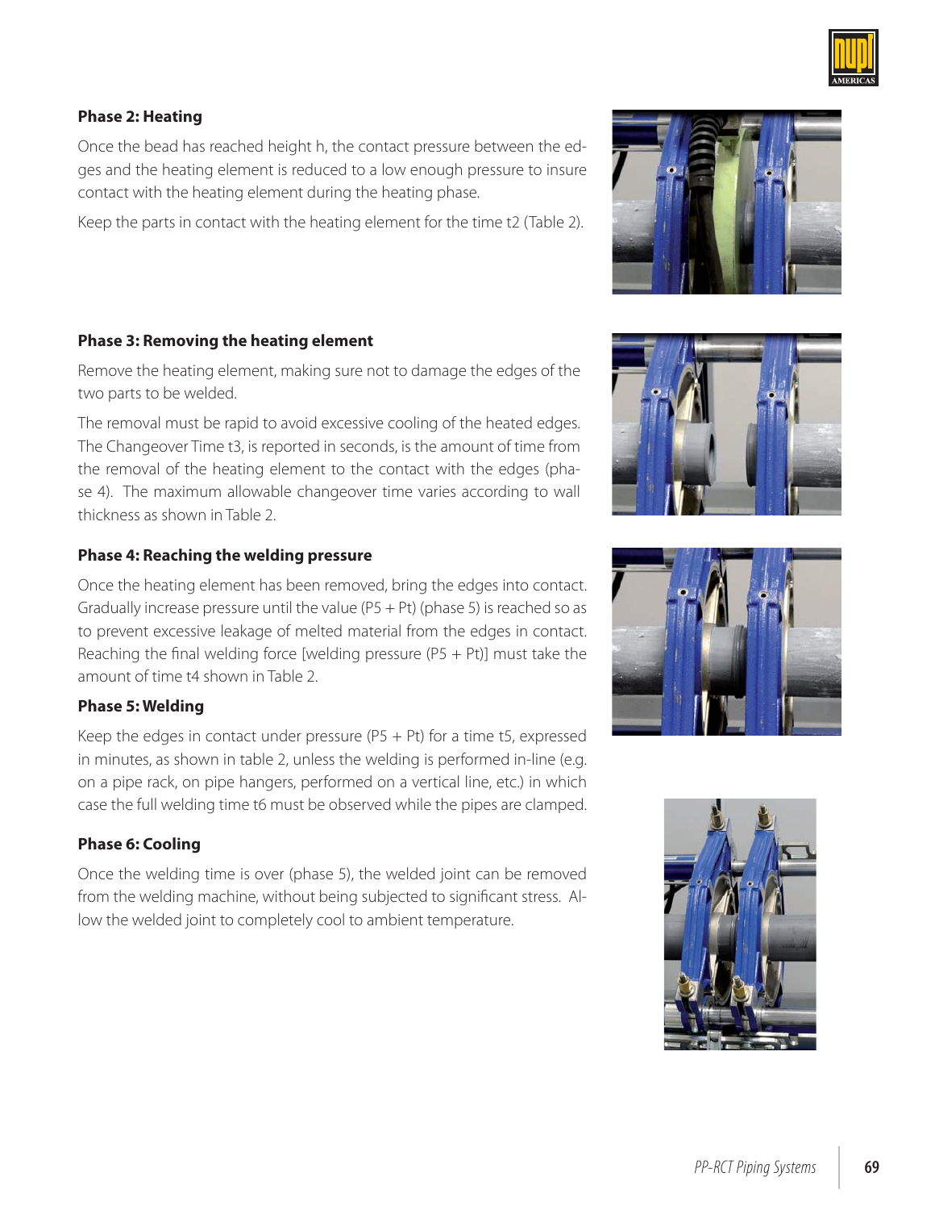### Phase 2: Heating

Once the bead has reached height h, the contact pressure between the edges and the heating element is reduced to a low enough pressure to insure contact with the heating element during the heating phase.

Keep the parts in contact with the heating element for the time t2 (Table 2).

### Phase 3: Removing the heating element

Remove the heating element, making sure not to damage the edges of the two parts to be welded.

The removal must be rapid to avoid excessive cooling of the heated edges. The Changeover Time t3, is reported in seconds, is the amount of time from the removal of the heating element to the contact with the edges (phase 4). The maximum allowable changeover time varies according to wall thickness as shown in Table 2.

### Phase 4: Reaching the welding pressure

Once the heating element has been removed, bring the edges into contact. Gradually increase pressure until the value (P5 + Pt) (phase 5) is reached so as to prevent excessive leakage of melted material from the edges in contact. Reaching the final welding force [welding pressure (P5 + Pt)] must take the amount of time t4 shown in Table 2.

### Phase 5: Welding

Keep the edges in contact under pressure (P5 + Pt) for a time t5, expressed in minutes, as shown in table 2, unless the welding is performed in-line (e.g. on a pipe rack, on pipe hangers, performed on a vertical line, etc.) in which case the full welding time t6 must be observed while the pipes are clamped.

### Phase 6: Cooling

Once the welding time is over (phase 5), the welded joint can be removed from the welding machine, without being subjected to significant stress. Allow the welded joint to completely cool to ambient temperature.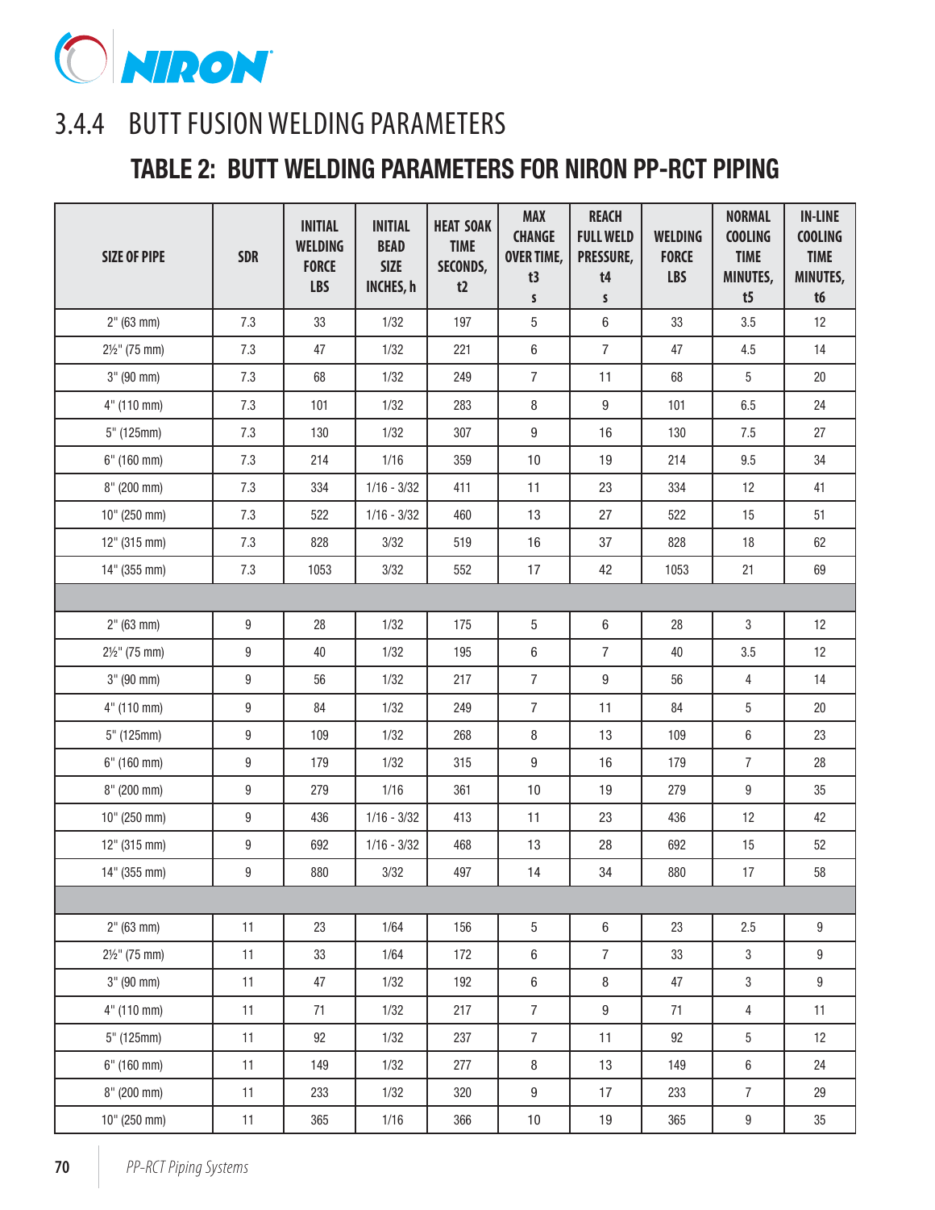## 3.4.4 BUTT FUSION WELDING PARAMETERS

### TABLE 2: BUTT WELDING PARAMETERS FOR NIRON PP-RCT PIPING

| SIZE OF PIPE | SDR | INITIAL WELDING FORCE LBS | INITIAL BEAD SIZE INCHES, h | HEAT SOAK TIME SECONDS, t2 | MAX CHANGE OVER TIME, t3 s | REACH FULL WELD PRESSURE, t4 s | WELDING FORCE LBS | NORMAL COOLING TIME MINUTES, t5 | IN-LINE COOLING TIME MINUTES, t6 |
|---|---|---|---|---|---|---|---|---|---|
| 2" (63 mm) | 7.3 | 33 | 1/32 | 197 | 5 | 6 | 33 | 3.5 | 12 |
| 2½" (75 mm) | 7.3 | 47 | 1/32 | 221 | 6 | 7 | 47 | 4.5 | 14 |
| 3" (90 mm) | 7.3 | 68 | 1/32 | 249 | 7 | 11 | 68 | 5 | 20 |
| 4" (110 mm) | 7.3 | 101 | 1/32 | 283 | 8 | 9 | 101 | 6.5 | 24 |
| 5" (125mm) | 7.3 | 130 | 1/32 | 307 | 9 | 16 | 130 | 7.5 | 27 |
| 6" (160 mm) | 7.3 | 214 | 1/16 | 359 | 10 | 19 | 214 | 9.5 | 34 |
| 8" (200 mm) | 7.3 | 334 | 1/16 - 3/32 | 411 | 11 | 23 | 334 | 12 | 41 |
| 10" (250 mm) | 7.3 | 522 | 1/16 - 3/32 | 460 | 13 | 27 | 522 | 15 | 51 |
| 12" (315 mm) | 7.3 | 828 | 3/32 | 519 | 16 | 37 | 828 | 18 | 62 |
| 14" (355 mm) | 7.3 | 1053 | 3/32 | 552 | 17 | 42 | 1053 | 21 | 69 |
| | | | | | | | | | |
| 2" (63 mm) | 9 | 28 | 1/32 | 175 | 5 | 6 | 28 | 3 | 12 |
| 2½" (75 mm) | 9 | 40 | 1/32 | 195 | 6 | 7 | 40 | 3.5 | 12 |
| 3" (90 mm) | 9 | 56 | 1/32 | 217 | 7 | 9 | 56 | 4 | 14 |
| 4" (110 mm) | 9 | 84 | 1/32 | 249 | 7 | 11 | 84 | 5 | 20 |
| 5" (125mm) | 9 | 109 | 1/32 | 268 | 8 | 13 | 109 | 6 | 23 |
| 6" (160 mm) | 9 | 179 | 1/32 | 315 | 9 | 16 | 179 | 7 | 28 |
| 8" (200 mm) | 9 | 279 | 1/16 | 361 | 10 | 19 | 279 | 9 | 35 |
| 10" (250 mm) | 9 | 436 | 1/16 - 3/32 | 413 | 11 | 23 | 436 | 12 | 42 |
| 12" (315 mm) | 9 | 692 | 1/16 - 3/32 | 468 | 13 | 28 | 692 | 15 | 52 |
| 14" (355 mm) | 9 | 880 | 3/32 | 497 | 14 | 34 | 880 | 17 | 58 |
| | | | | | | | | | |
| 2" (63 mm) | 11 | 23 | 1/64 | 156 | 5 | 6 | 23 | 2.5 | 9 |
| 2½" (75 mm) | 11 | 33 | 1/64 | 172 | 6 | 7 | 33 | 3 | 9 |
| 3" (90 mm) | 11 | 47 | 1/32 | 192 | 6 | 8 | 47 | 3 | 9 |
| 4" (110 mm) | 11 | 71 | 1/32 | 217 | 7 | 9 | 71 | 4 | 11 |
| 5" (125mm) | 11 | 92 | 1/32 | 237 | 7 | 11 | 92 | 5 | 12 |
| 6" (160 mm) | 11 | 149 | 1/32 | 277 | 8 | 13 | 149 | 6 | 24 |
| 8" (200 mm) | 11 | 233 | 1/32 | 320 | 9 | 17 | 233 | 7 | 29 |
| 10" (250 mm) | 11 | 365 | 1/16 | 366 | 10 | 19 | 365 | 9 | 35 |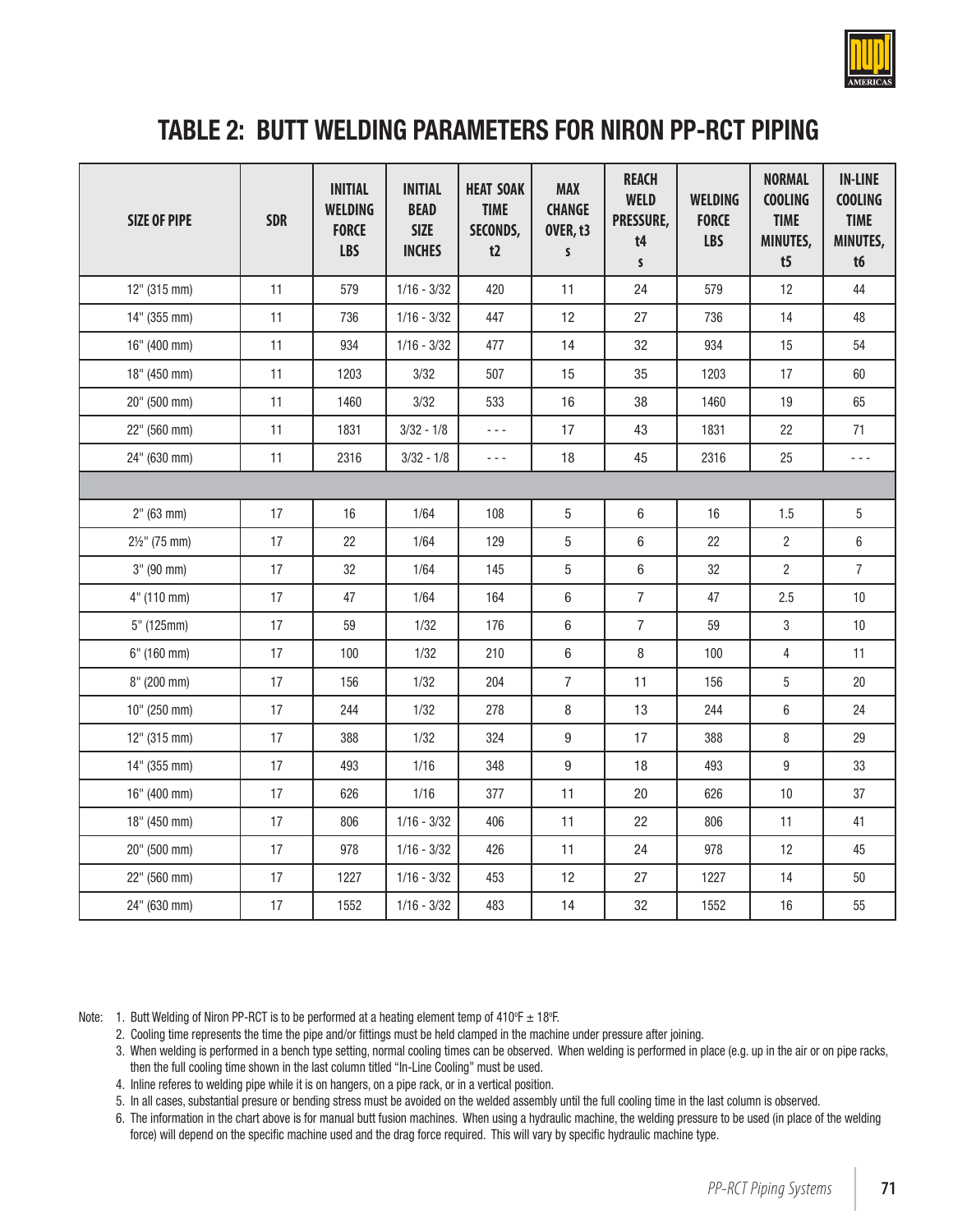# TABLE 2: BUTT WELDING PARAMETERS FOR NIRON PP-RCT PIPING

| SIZE OF PIPE | SDR | INITIAL WELDING FORCE LBS | INITIAL BEAD SIZE INCHES | HEAT SOAK TIME SECONDS, t2 | MAX CHANGE OVER, t3 s | REACH WELD PRESSURE, t4 s | WELDING FORCE LBS | NORMAL COOLING TIME MINUTES, t5 | IN-LINE COOLING TIME MINUTES, t6 |
|---|---|---|---|---|---|---|---|---|---|
| 12" (315 mm) | 11 | 579 | 1/16 - 3/32 | 420 | 11 | 24 | 579 | 12 | 44 |
| 14" (355 mm) | 11 | 736 | 1/16 - 3/32 | 447 | 12 | 27 | 736 | 14 | 48 |
| 16" (400 mm) | 11 | 934 | 1/16 - 3/32 | 477 | 14 | 32 | 934 | 15 | 54 |
| 18" (450 mm) | 11 | 1203 | 3/32 | 507 | 15 | 35 | 1203 | 17 | 60 |
| 20" (500 mm) | 11 | 1460 | 3/32 | 533 | 16 | 38 | 1460 | 19 | 65 |
| 22" (560 mm) | 11 | 1831 | 3/32 - 1/8 | - - - | 17 | 43 | 1831 | 22 | 71 |
| 24" (630 mm) | 11 | 2316 | 3/32 - 1/8 | - - - | 18 | 45 | 2316 | 25 | - - - |
| | | | | | | | | | |
| 2" (63 mm) | 17 | 16 | 1/64 | 108 | 5 | 6 | 16 | 1.5 | 5 |
| 2½" (75 mm) | 17 | 22 | 1/64 | 129 | 5 | 6 | 22 | 2 | 6 |
| 3" (90 mm) | 17 | 32 | 1/64 | 145 | 5 | 6 | 32 | 2 | 7 |
| 4" (110 mm) | 17 | 47 | 1/64 | 164 | 6 | 7 | 47 | 2.5 | 10 |
| 5" (125mm) | 17 | 59 | 1/32 | 176 | 6 | 7 | 59 | 3 | 10 |
| 6" (160 mm) | 17 | 100 | 1/32 | 210 | 6 | 8 | 100 | 4 | 11 |
| 8" (200 mm) | 17 | 156 | 1/32 | 204 | 7 | 11 | 156 | 5 | 20 |
| 10" (250 mm) | 17 | 244 | 1/32 | 278 | 8 | 13 | 244 | 6 | 24 |
| 12" (315 mm) | 17 | 388 | 1/32 | 324 | 9 | 17 | 388 | 8 | 29 |
| 14" (355 mm) | 17 | 493 | 1/16 | 348 | 9 | 18 | 493 | 9 | 33 |
| 16" (400 mm) | 17 | 626 | 1/16 | 377 | 11 | 20 | 626 | 10 | 37 |
| 18" (450 mm) | 17 | 806 | 1/16 - 3/32 | 406 | 11 | 22 | 806 | 11 | 41 |
| 20" (500 mm) | 17 | 978 | 1/16 - 3/32 | 426 | 11 | 24 | 978 | 12 | 45 |
| 22" (560 mm) | 17 | 1227 | 1/16 - 3/32 | 453 | 12 | 27 | 1227 | 14 | 50 |
| 24" (630 mm) | 17 | 1552 | 1/16 - 3/32 | 483 | 14 | 32 | 1552 | 16 | 55 |

Note:
1. Butt Welding of Niron PP-RCT is to be performed at a heating element temp of 410ºF ± 18ºF.
2. Cooling time represents the time the pipe and/or fittings must be held clamped in the machine under pressure after joining.
3. When welding is performed in a bench type setting, normal cooling times can be observed. When welding is performed in place (e.g. up in the air or on pipe racks, then the full cooling time shown in the last column titled "In-Line Cooling" must be used.
4. Inline referes to welding pipe while it is on hangers, on a pipe rack, or in a vertical position.
5. In all cases, substantial presure or bending stress must be avoided on the welded assembly until the full cooling time in the last column is observed.
6. The information in the chart above is for manual butt fusion machines. When using a hydraulic machine, the welding pressure to be used (in place of the welding force) will depend on the specific machine used and the drag force required. This will vary by specific hydraulic machine type.